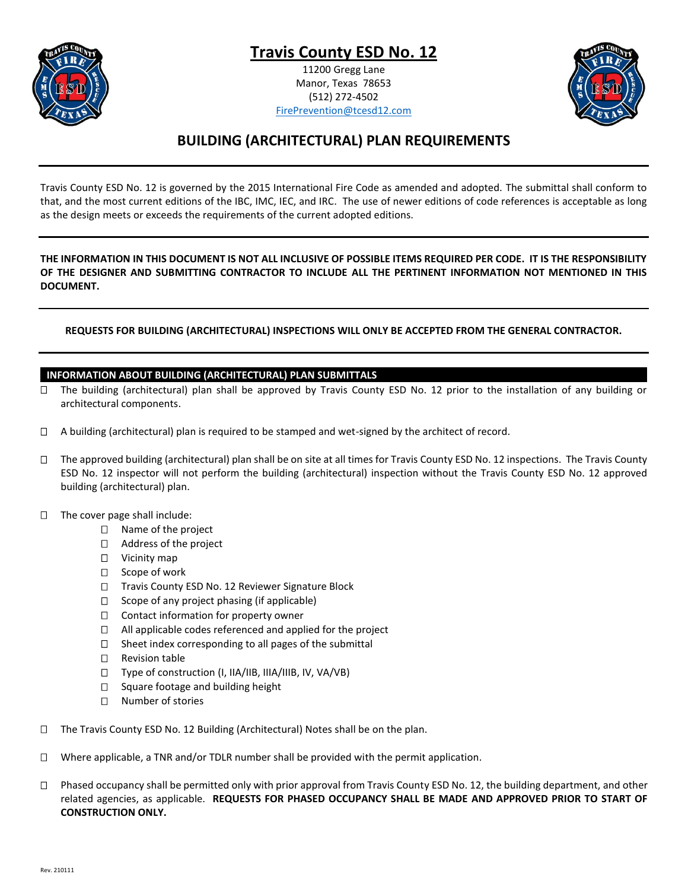# Travis County ESD No. 12

11200 Gregg Lane
Manor, Texas 78653
(512) 272-4502
FirePrevention@tcesd12.com

## BUILDING (ARCHITECTURAL) PLAN REQUIREMENTS

Travis County ESD No. 12 is governed by the 2015 International Fire Code as amended and adopted. The submittal shall conform to that, and the most current editions of the IBC, IMC, IEC, and IRC. The use of newer editions of code references is acceptable as long as the design meets or exceeds the requirements of the current adopted editions.

**THE INFORMATION IN THIS DOCUMENT IS NOT ALL INCLUSIVE OF POSSIBLE ITEMS REQUIRED PER CODE. IT IS THE RESPONSIBILITY OF THE DESIGNER AND SUBMITTING CONTRACTOR TO INCLUDE ALL THE PERTINENT INFORMATION NOT MENTIONED IN THIS DOCUMENT.**

**REQUESTS FOR BUILDING (ARCHITECTURAL) INSPECTIONS WILL ONLY BE ACCEPTED FROM THE GENERAL CONTRACTOR.**

### INFORMATION ABOUT BUILDING (ARCHITECTURAL) PLAN SUBMITTALS

- ☐ The building (architectural) plan shall be approved by Travis County ESD No. 12 prior to the installation of any building or architectural components.

- ☐ A building (architectural) plan is required to be stamped and wet-signed by the architect of record.

- ☐ The approved building (architectural) plan shall be on site at all times for Travis County ESD No. 12 inspections. The Travis County ESD No. 12 inspector will not perform the building (architectural) inspection without the Travis County ESD No. 12 approved building (architectural) plan.

- ☐ The cover page shall include:
  - ☐ Name of the project
  - ☐ Address of the project
  - ☐ Vicinity map
  - ☐ Scope of work
  - ☐ Travis County ESD No. 12 Reviewer Signature Block
  - ☐ Scope of any project phasing (if applicable)
  - ☐ Contact information for property owner
  - ☐ All applicable codes referenced and applied for the project
  - ☐ Sheet index corresponding to all pages of the submittal
  - ☐ Revision table
  - ☐ Type of construction (I, IIA/IIB, IIIA/IIIB, IV, VA/VB)
  - ☐ Square footage and building height
  - ☐ Number of stories

- ☐ The Travis County ESD No. 12 Building (Architectural) Notes shall be on the plan.

- ☐ Where applicable, a TNR and/or TDLR number shall be provided with the permit application.

- ☐ Phased occupancy shall be permitted only with prior approval from Travis County ESD No. 12, the building department, and other related agencies, as applicable. **REQUESTS FOR PHASED OCCUPANCY SHALL BE MADE AND APPROVED PRIOR TO START OF CONSTRUCTION ONLY.**

Rev. 210111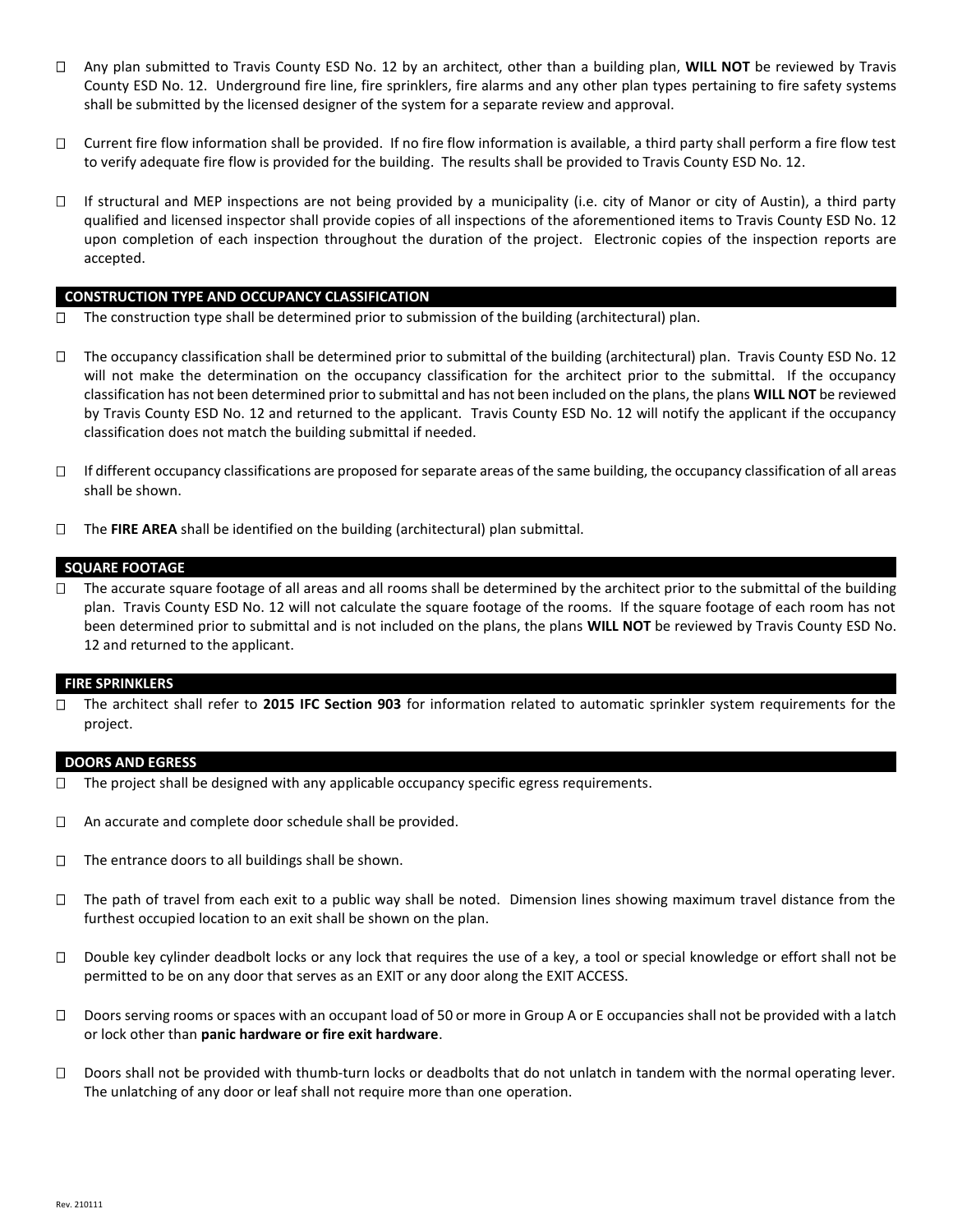- ☐ Any plan submitted to Travis County ESD No. 12 by an architect, other than a building plan, **WILL NOT** be reviewed by Travis County ESD No. 12. Underground fire line, fire sprinklers, fire alarms and any other plan types pertaining to fire safety systems shall be submitted by the licensed designer of the system for a separate review and approval.

- ☐ Current fire flow information shall be provided. If no fire flow information is available, a third party shall perform a fire flow test to verify adequate fire flow is provided for the building. The results shall be provided to Travis County ESD No. 12.

- ☐ If structural and MEP inspections are not being provided by a municipality (i.e. city of Manor or city of Austin), a third party qualified and licensed inspector shall provide copies of all inspections of the aforementioned items to Travis County ESD No. 12 upon completion of each inspection throughout the duration of the project. Electronic copies of the inspection reports are accepted.

## CONSTRUCTION TYPE AND OCCUPANCY CLASSIFICATION

- ☐ The construction type shall be determined prior to submission of the building (architectural) plan.

- ☐ The occupancy classification shall be determined prior to submittal of the building (architectural) plan. Travis County ESD No. 12 will not make the determination on the occupancy classification for the architect prior to the submittal. If the occupancy classification has not been determined prior to submittal and has not been included on the plans, the plans **WILL NOT** be reviewed by Travis County ESD No. 12 and returned to the applicant. Travis County ESD No. 12 will notify the applicant if the occupancy classification does not match the building submittal if needed.

- ☐ If different occupancy classifications are proposed for separate areas of the same building, the occupancy classification of all areas shall be shown.

- ☐ The **FIRE AREA** shall be identified on the building (architectural) plan submittal.

## SQUARE FOOTAGE

- ☐ The accurate square footage of all areas and all rooms shall be determined by the architect prior to the submittal of the building plan. Travis County ESD No. 12 will not calculate the square footage of the rooms. If the square footage of each room has not been determined prior to submittal and is not included on the plans, the plans **WILL NOT** be reviewed by Travis County ESD No. 12 and returned to the applicant.

## FIRE SPRINKLERS

- ☐ The architect shall refer to **2015 IFC Section 903** for information related to automatic sprinkler system requirements for the project.

## DOORS AND EGRESS

- ☐ The project shall be designed with any applicable occupancy specific egress requirements.

- ☐ An accurate and complete door schedule shall be provided.

- ☐ The entrance doors to all buildings shall be shown.

- ☐ The path of travel from each exit to a public way shall be noted. Dimension lines showing maximum travel distance from the furthest occupied location to an exit shall be shown on the plan.

- ☐ Double key cylinder deadbolt locks or any lock that requires the use of a key, a tool or special knowledge or effort shall not be permitted to be on any door that serves as an EXIT or any door along the EXIT ACCESS.

- ☐ Doors serving rooms or spaces with an occupant load of 50 or more in Group A or E occupancies shall not be provided with a latch or lock other than **panic hardware or fire exit hardware**.

- ☐ Doors shall not be provided with thumb-turn locks or deadbolts that do not unlatch in tandem with the normal operating lever. The unlatching of any door or leaf shall not require more than one operation.

Rev. 210111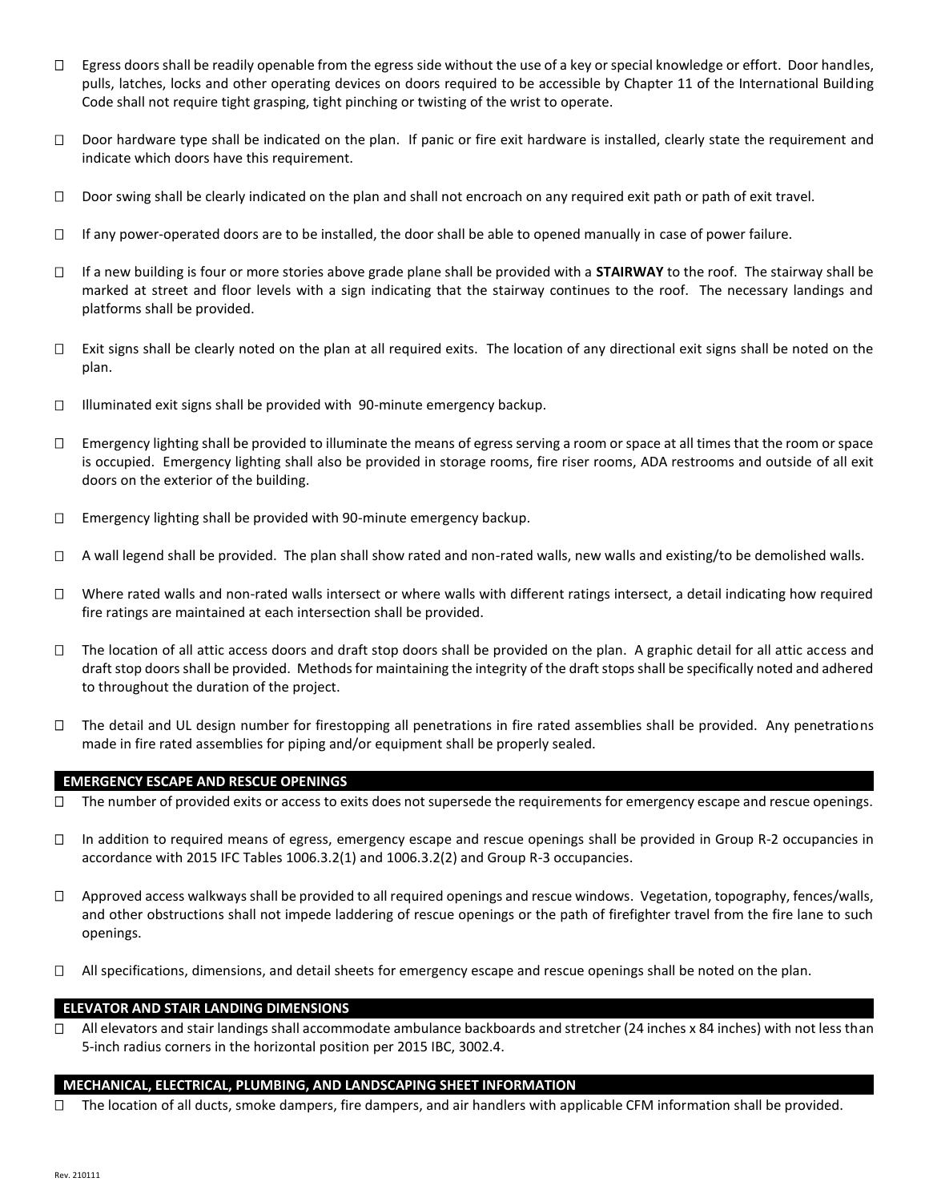- ☐ Egress doors shall be readily openable from the egress side without the use of a key or special knowledge or effort. Door handles, pulls, latches, locks and other operating devices on doors required to be accessible by Chapter 11 of the International Building Code shall not require tight grasping, tight pinching or twisting of the wrist to operate.

- ☐ Door hardware type shall be indicated on the plan. If panic or fire exit hardware is installed, clearly state the requirement and indicate which doors have this requirement.

- ☐ Door swing shall be clearly indicated on the plan and shall not encroach on any required exit path or path of exit travel.

- ☐ If any power-operated doors are to be installed, the door shall be able to opened manually in case of power failure.

- ☐ If a new building is four or more stories above grade plane shall be provided with a **STAIRWAY** to the roof. The stairway shall be marked at street and floor levels with a sign indicating that the stairway continues to the roof. The necessary landings and platforms shall be provided.

- ☐ Exit signs shall be clearly noted on the plan at all required exits. The location of any directional exit signs shall be noted on the plan.

- ☐ Illuminated exit signs shall be provided with 90-minute emergency backup.

- ☐ Emergency lighting shall be provided to illuminate the means of egress serving a room or space at all times that the room or space is occupied. Emergency lighting shall also be provided in storage rooms, fire riser rooms, ADA restrooms and outside of all exit doors on the exterior of the building.

- ☐ Emergency lighting shall be provided with 90-minute emergency backup.

- ☐ A wall legend shall be provided. The plan shall show rated and non-rated walls, new walls and existing/to be demolished walls.

- ☐ Where rated walls and non-rated walls intersect or where walls with different ratings intersect, a detail indicating how required fire ratings are maintained at each intersection shall be provided.

- ☐ The location of all attic access doors and draft stop doors shall be provided on the plan. A graphic detail for all attic access and draft stop doors shall be provided. Methods for maintaining the integrity of the draft stops shall be specifically noted and adhered to throughout the duration of the project.

- ☐ The detail and UL design number for firestopping all penetrations in fire rated assemblies shall be provided. Any penetrations made in fire rated assemblies for piping and/or equipment shall be properly sealed.

## EMERGENCY ESCAPE AND RESCUE OPENINGS

- ☐ The number of provided exits or access to exits does not supersede the requirements for emergency escape and rescue openings.

- ☐ In addition to required means of egress, emergency escape and rescue openings shall be provided in Group R-2 occupancies in accordance with 2015 IFC Tables 1006.3.2(1) and 1006.3.2(2) and Group R-3 occupancies.

- ☐ Approved access walkways shall be provided to all required openings and rescue windows. Vegetation, topography, fences/walls, and other obstructions shall not impede laddering of rescue openings or the path of firefighter travel from the fire lane to such openings.

- ☐ All specifications, dimensions, and detail sheets for emergency escape and rescue openings shall be noted on the plan.

## ELEVATOR AND STAIR LANDING DIMENSIONS

- ☐ All elevators and stair landings shall accommodate ambulance backboards and stretcher (24 inches x 84 inches) with not less than 5-inch radius corners in the horizontal position per 2015 IBC, 3002.4.

## MECHANICAL, ELECTRICAL, PLUMBING, AND LANDSCAPING SHEET INFORMATION

- ☐ The location of all ducts, smoke dampers, fire dampers, and air handlers with applicable CFM information shall be provided.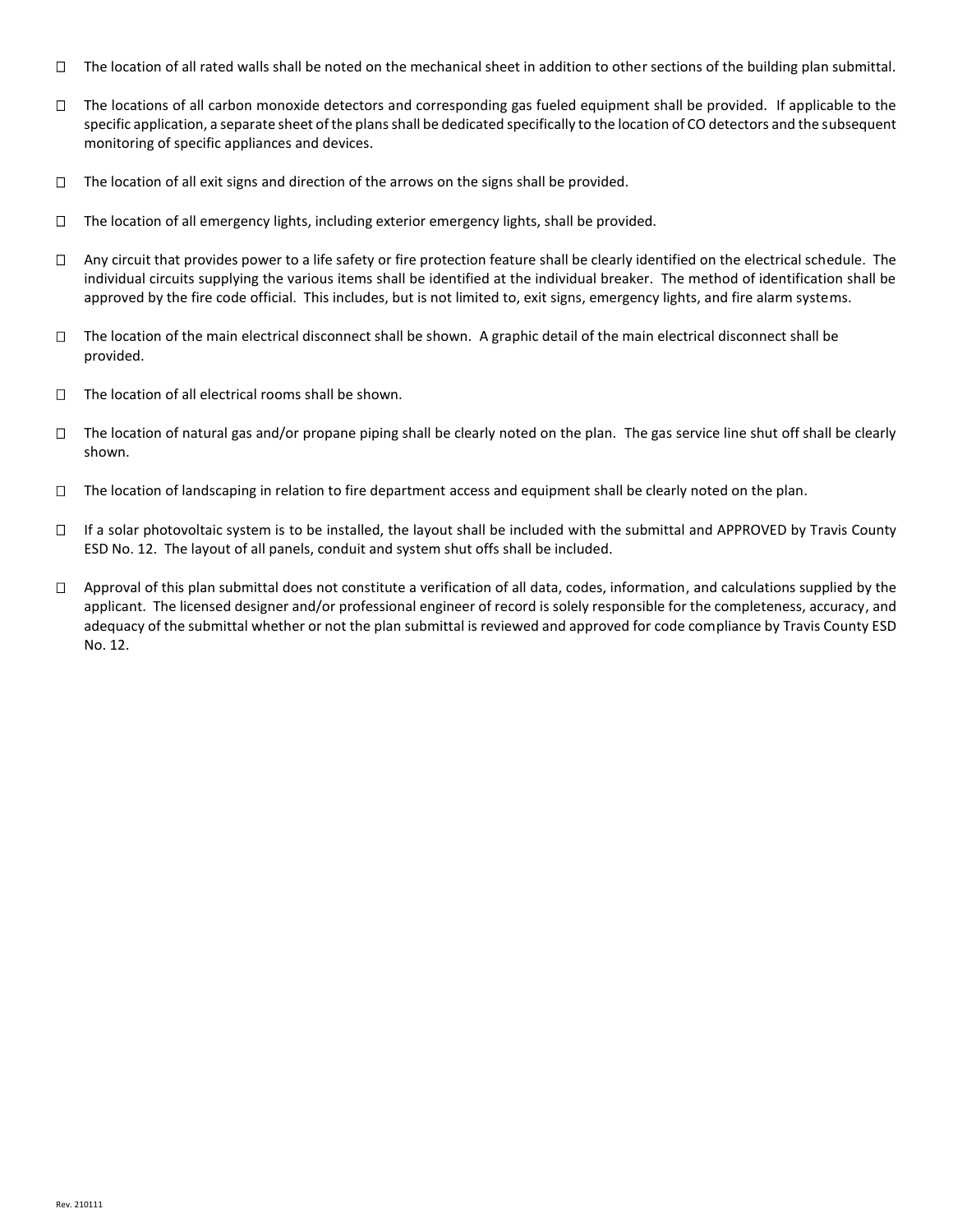- ☐ The location of all rated walls shall be noted on the mechanical sheet in addition to other sections of the building plan submittal.

- ☐ The locations of all carbon monoxide detectors and corresponding gas fueled equipment shall be provided. If applicable to the specific application, a separate sheet of the plans shall be dedicated specifically to the location of CO detectors and the subsequent monitoring of specific appliances and devices.

- ☐ The location of all exit signs and direction of the arrows on the signs shall be provided.

- ☐ The location of all emergency lights, including exterior emergency lights, shall be provided.

- ☐ Any circuit that provides power to a life safety or fire protection feature shall be clearly identified on the electrical schedule. The individual circuits supplying the various items shall be identified at the individual breaker. The method of identification shall be approved by the fire code official. This includes, but is not limited to, exit signs, emergency lights, and fire alarm systems.

- ☐ The location of the main electrical disconnect shall be shown. A graphic detail of the main electrical disconnect shall be provided.

- ☐ The location of all electrical rooms shall be shown.

- ☐ The location of natural gas and/or propane piping shall be clearly noted on the plan. The gas service line shut off shall be clearly shown.

- ☐ The location of landscaping in relation to fire department access and equipment shall be clearly noted on the plan.

- ☐ If a solar photovoltaic system is to be installed, the layout shall be included with the submittal and APPROVED by Travis County ESD No. 12. The layout of all panels, conduit and system shut offs shall be included.

- ☐ Approval of this plan submittal does not constitute a verification of all data, codes, information, and calculations supplied by the applicant. The licensed designer and/or professional engineer of record is solely responsible for the completeness, accuracy, and adequacy of the submittal whether or not the plan submittal is reviewed and approved for code compliance by Travis County ESD No. 12.

Rev. 210111